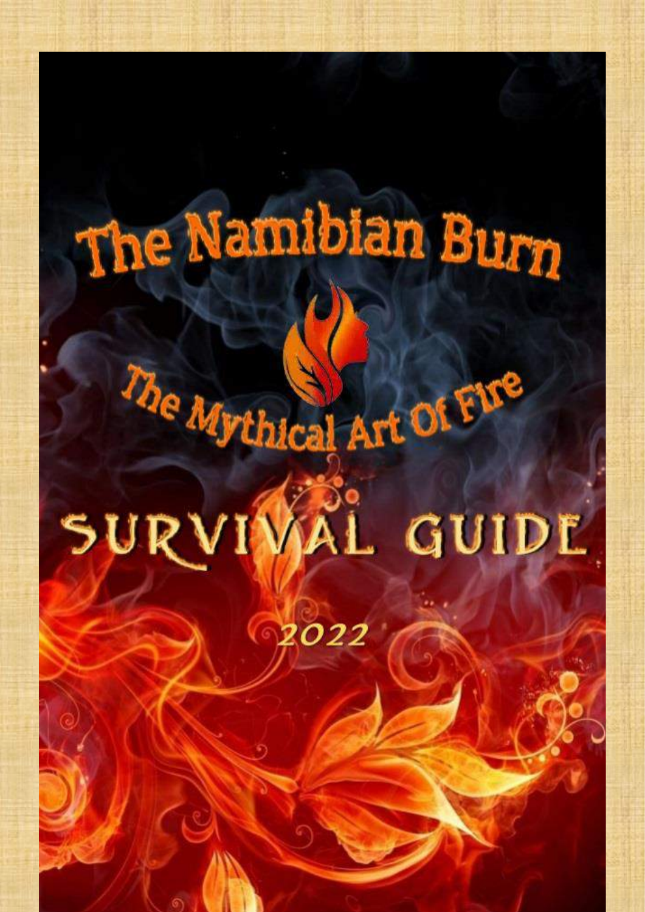# The Namibian Burn

## The Mythical Art Of Fire

# SURVIVAL GUIDE

2022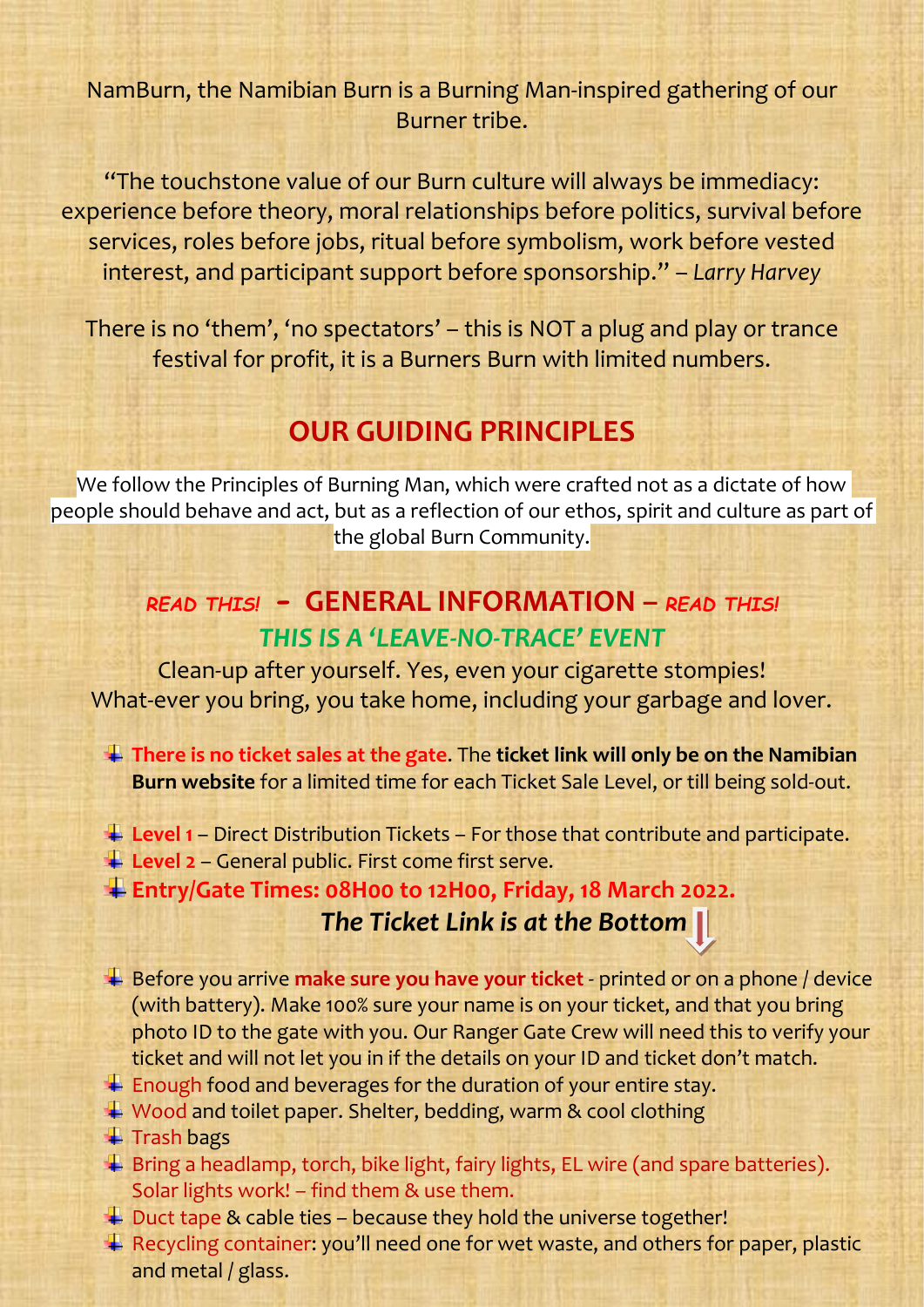NamBurn, the Namibian Burn is a Burning Man-inspired gathering of our Burner tribe.

"The touchstone value of our Burn culture will always be immediacy: experience before theory, moral relationships before politics, survival before services, roles before jobs, ritual before symbolism, work before vested interest, and participant support before sponsorship." – *Larry Harvey*

There is no 'them', 'no spectators' – this is NOT a plug and play or trance festival for profit, it is a Burners Burn with limited numbers.

## OUR GUIDING PRINCIPLES

We follow the Principles of Burning Man, which were crafted not as a dictate of how people should behave and act, but as a reflection of our ethos, spirit and culture as part of the global Burn Community.

## *READ THIS!* - GENERAL INFORMATION – *READ THIS!*

### *THIS IS A 'LEAVE-NO-TRACE' EVENT*

Clean-up after yourself. Yes, even your cigarette stompies!
What-ever you bring, you take home, including your garbage and lover.

- **There is no ticket sales at the gate**. The **ticket link will only be on the Namibian Burn website** for a limited time for each Ticket Sale Level, or till being sold-out.

- **Level 1** – Direct Distribution Tickets – For those that contribute and participate.
- **Level 2** – General public. First come first serve.
- **Entry/Gate Times: 08H00 to 12H00, Friday, 18 March 2022.**

***The Ticket Link is at the Bottom***

- Before you arrive **make sure you have your ticket** - printed or on a phone / device (with battery). Make 100% sure your name is on your ticket, and that you bring photo ID to the gate with you. Our Ranger Gate Crew will need this to verify your ticket and will not let you in if the details on your ID and ticket don't match.
- Enough food and beverages for the duration of your entire stay.
- Wood and toilet paper. Shelter, bedding, warm & cool clothing
- Trash bags
- Bring a headlamp, torch, bike light, fairy lights, EL wire (and spare batteries). Solar lights work! – find them & use them.
- Duct tape & cable ties – because they hold the universe together!
- Recycling container: you'll need one for wet waste, and others for paper, plastic and metal / glass.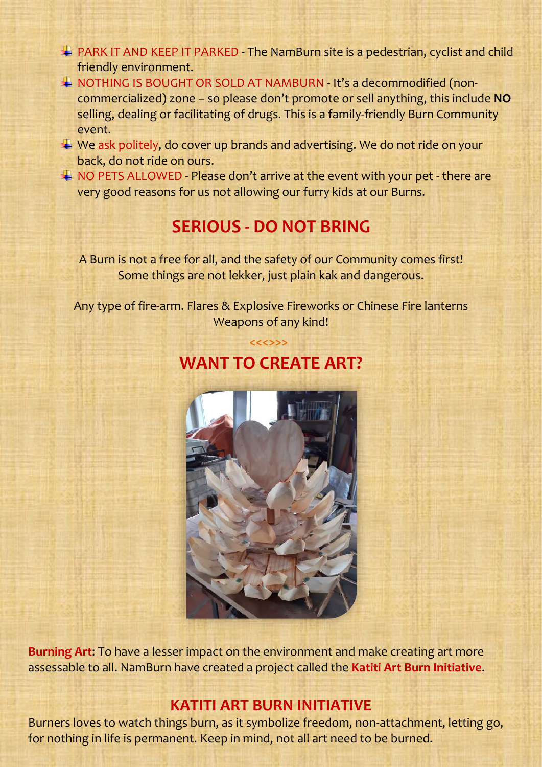- PARK IT AND KEEP IT PARKED - The NamBurn site is a pedestrian, cyclist and child friendly environment.
- NOTHING IS BOUGHT OR SOLD AT NAMBURN - It's a decommodified (non-commercialized) zone – so please don't promote or sell anything, this include **NO** selling, dealing or facilitating of drugs. This is a family-friendly Burn Community event.
- We ask politely, do cover up brands and advertising. We do not ride on your back, do not ride on ours.
- NO PETS ALLOWED - Please don't arrive at the event with your pet - there are very good reasons for us not allowing our furry kids at our Burns.

## SERIOUS - DO NOT BRING

A Burn is not a free for all, and the safety of our Community comes first! Some things are not lekker, just plain kak and dangerous.

Any type of fire-arm. Flares & Explosive Fireworks or Chinese Fire lanterns Weapons of any kind!

<<<>>>

## WANT TO CREATE ART?

**Burning Art**: To have a lesser impact on the environment and make creating art more assessable to all. NamBurn have created a project called the **Katiti Art Burn Initiative**.

### KATITI ART BURN INITIATIVE

Burners loves to watch things burn, as it symbolize freedom, non-attachment, letting go, for nothing in life is permanent. Keep in mind, not all art need to be burned.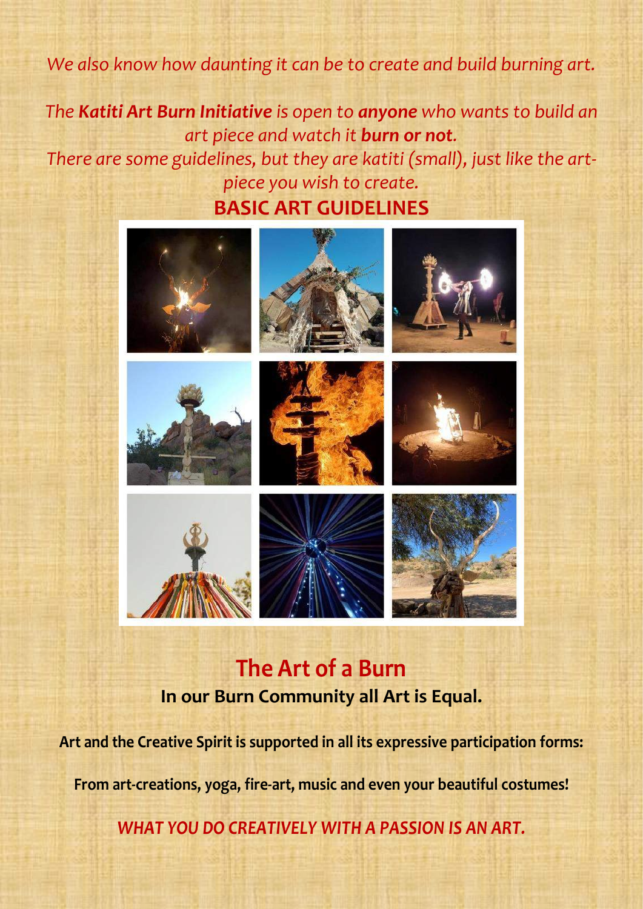*We also know how daunting it can be to create and build burning art.*

*The **Katiti Art Burn Initiative** is open to **anyone** who wants to build an art piece and watch it **burn or not**.*
*There are some guidelines, but they are katiti (small), just like the art-piece you wish to create.*

## BASIC ART GUIDELINES

## The Art of a Burn

**In our Burn Community all Art is Equal.**

**Art and the Creative Spirit is supported in all its expressive participation forms:**

**From art-creations, yoga, fire-art, music and even your beautiful costumes!**

***WHAT YOU DO CREATIVELY WITH A PASSION IS AN ART.***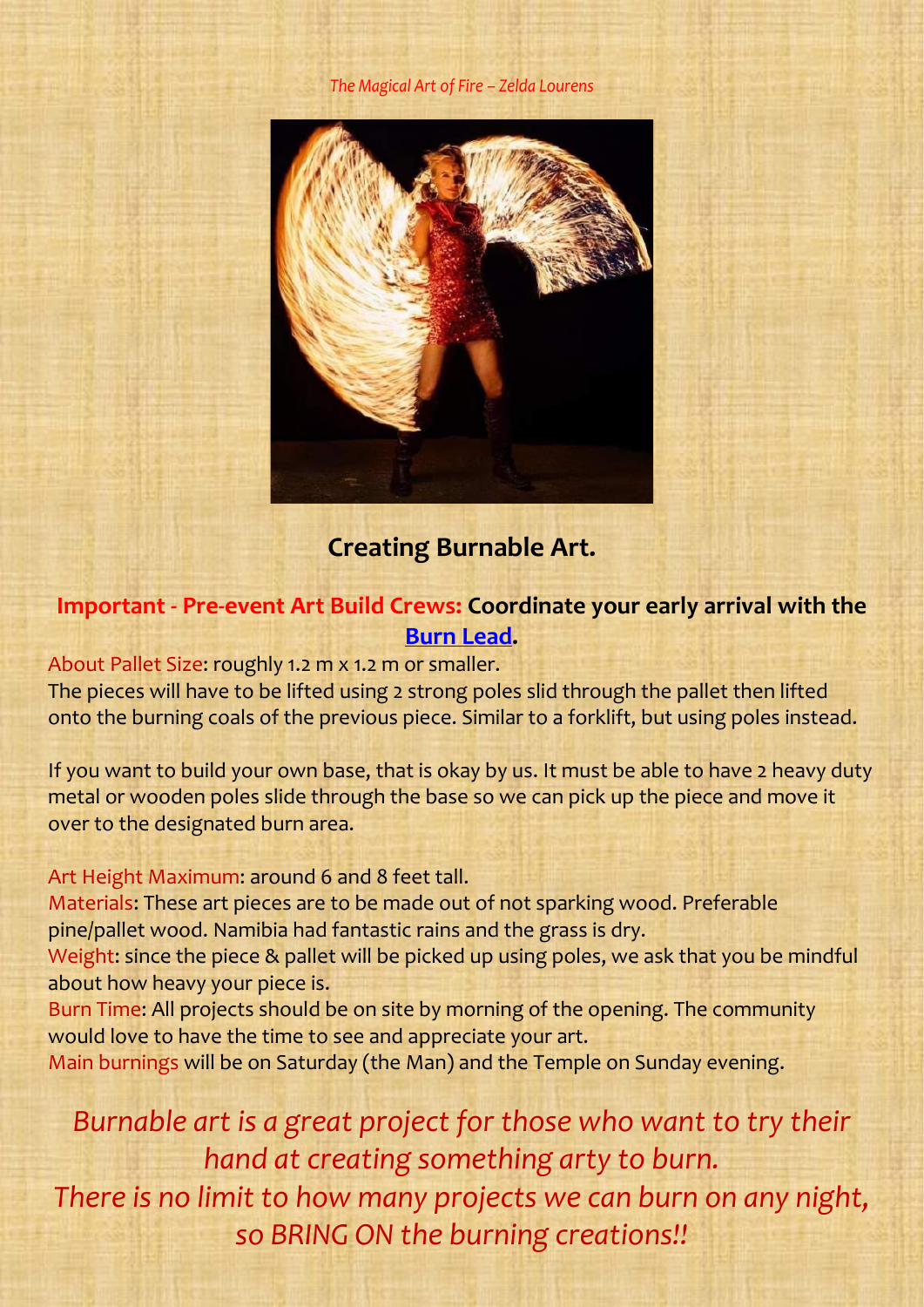*The Magical Art of Fire – Zelda Lourens*

## Creating Burnable Art.

**Important - Pre-event Art Build Crews: Coordinate your early arrival with the [Burn Lead].**

About Pallet Size: roughly 1.2 m x 1.2 m or smaller.
The pieces will have to be lifted using 2 strong poles slid through the pallet then lifted onto the burning coals of the previous piece. Similar to a forklift, but using poles instead.

If you want to build your own base, that is okay by us. It must be able to have 2 heavy duty metal or wooden poles slide through the base so we can pick up the piece and move it over to the designated burn area.

Art Height Maximum: around 6 and 8 feet tall.
Materials: These art pieces are to be made out of not sparking wood. Preferable pine/pallet wood. Namibia had fantastic rains and the grass is dry.
Weight: since the piece & pallet will be picked up using poles, we ask that you be mindful about how heavy your piece is.
Burn Time: All projects should be on site by morning of the opening. The community would love to have the time to see and appreciate your art.
Main burnings will be on Saturday (the Man) and the Temple on Sunday evening.

*Burnable art is a great project for those who want to try their hand at creating something arty to burn.*
*There is no limit to how many projects we can burn on any night, so BRING ON the burning creations!!*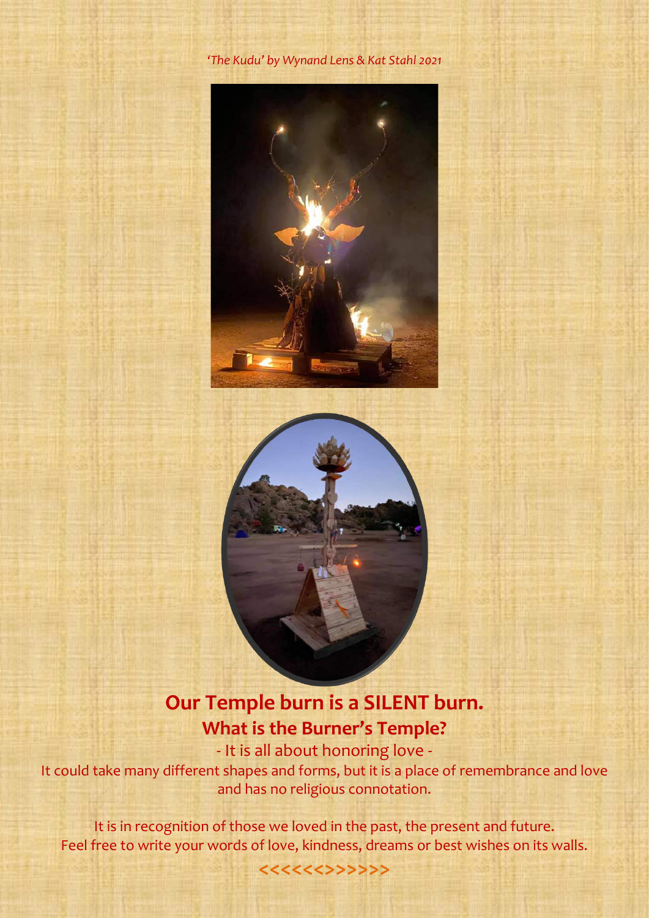*'The Kudu' by Wynand Lens & Kat Stahl 2021*

## Our Temple burn is a SILENT burn.

### What is the Burner's Temple?

- It is all about honoring love -

It could take many different shapes and forms, but it is a place of remembrance and love and has no religious connotation.

It is in recognition of those we loved in the past, the present and future.
Feel free to write your words of love, kindness, dreams or best wishes on its walls.

<<<<<<>>>>>>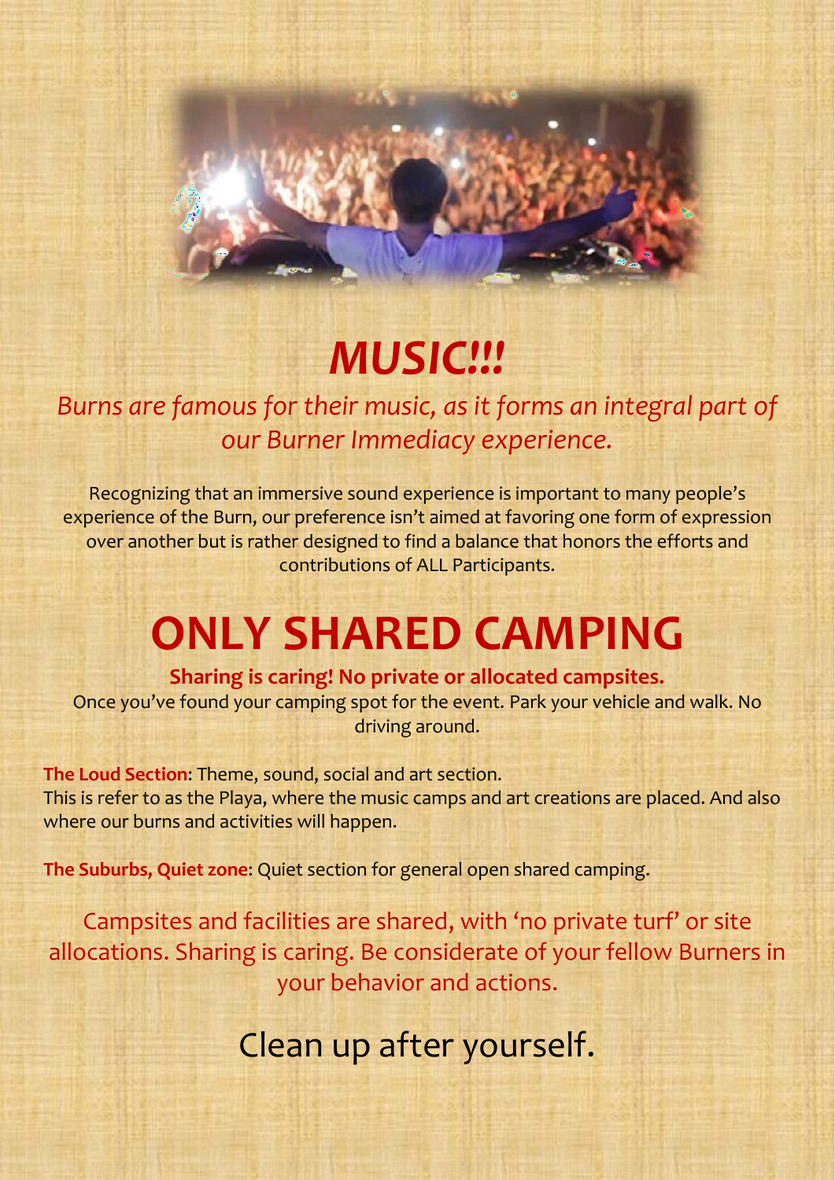# *MUSIC!!!*

*Burns are famous for their music, as it forms an integral part of our Burner Immediacy experience.*

Recognizing that an immersive sound experience is important to many people's experience of the Burn, our preference isn't aimed at favoring one form of expression over another but is rather designed to find a balance that honors the efforts and contributions of ALL Participants.

# ONLY SHARED CAMPING

**Sharing is caring! No private or allocated campsites.**

Once you've found your camping spot for the event. Park your vehicle and walk. No driving around.

**The Loud Section**: Theme, sound, social and art section.
This is refer to as the Playa, where the music camps and art creations are placed. And also where our burns and activities will happen.

**The Suburbs, Quiet zone**: Quiet section for general open shared camping.

Campsites and facilities are shared, with 'no private turf' or site allocations. Sharing is caring. Be considerate of your fellow Burners in your behavior and actions.

Clean up after yourself.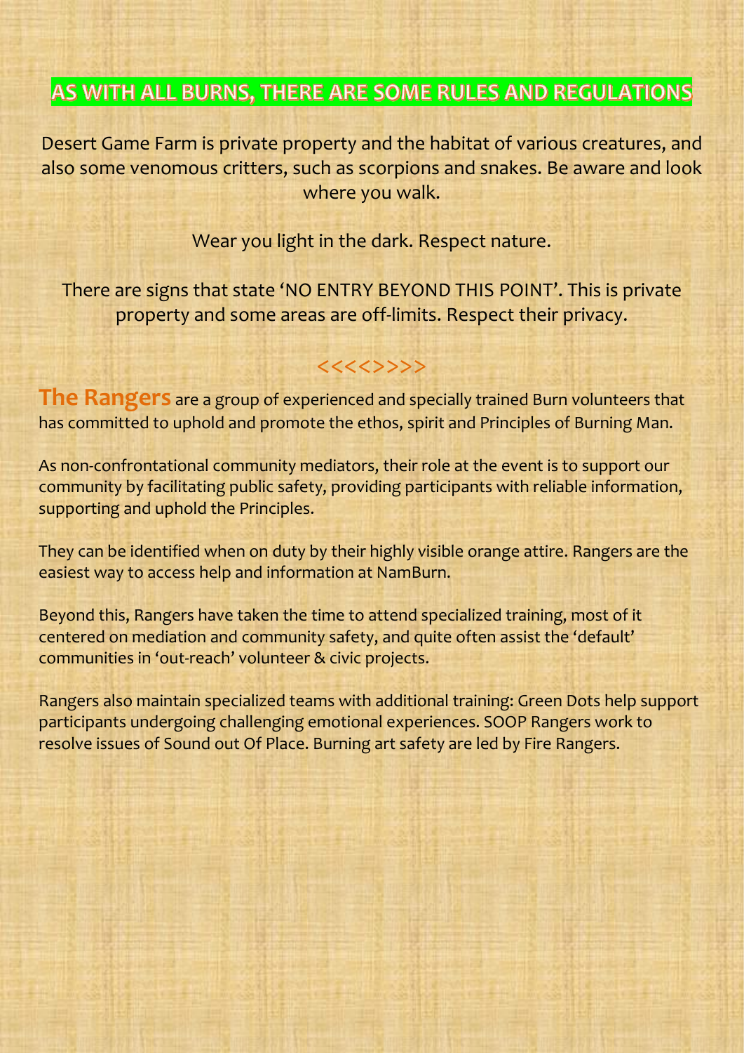## AS WITH ALL BURNS, THERE ARE SOME RULES AND REGULATIONS

Desert Game Farm is private property and the habitat of various creatures, and also some venomous critters, such as scorpions and snakes. Be aware and look where you walk.

Wear you light in the dark. Respect nature.

There are signs that state 'NO ENTRY BEYOND THIS POINT'. This is private property and some areas are off-limits. Respect their privacy.

<<<<>>>>

**The Rangers** are a group of experienced and specially trained Burn volunteers that has committed to uphold and promote the ethos, spirit and Principles of Burning Man.

As non-confrontational community mediators, their role at the event is to support our community by facilitating public safety, providing participants with reliable information, supporting and uphold the Principles.

They can be identified when on duty by their highly visible orange attire. Rangers are the easiest way to access help and information at NamBurn.

Beyond this, Rangers have taken the time to attend specialized training, most of it centered on mediation and community safety, and quite often assist the 'default' communities in 'out-reach' volunteer & civic projects.

Rangers also maintain specialized teams with additional training: Green Dots help support participants undergoing challenging emotional experiences. SOOP Rangers work to resolve issues of Sound out Of Place. Burning art safety are led by Fire Rangers.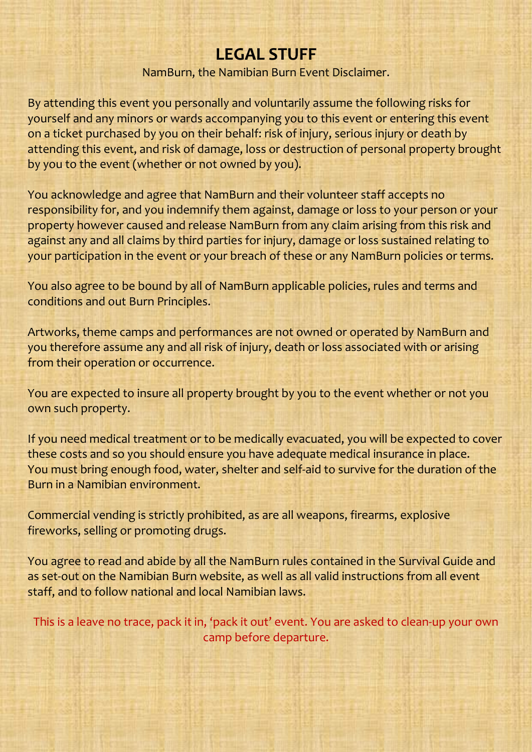# LEGAL STUFF

NamBurn, the Namibian Burn Event Disclaimer.

By attending this event you personally and voluntarily assume the following risks for yourself and any minors or wards accompanying you to this event or entering this event on a ticket purchased by you on their behalf: risk of injury, serious injury or death by attending this event, and risk of damage, loss or destruction of personal property brought by you to the event (whether or not owned by you).

You acknowledge and agree that NamBurn and their volunteer staff accepts no responsibility for, and you indemnify them against, damage or loss to your person or your property however caused and release NamBurn from any claim arising from this risk and against any and all claims by third parties for injury, damage or loss sustained relating to your participation in the event or your breach of these or any NamBurn policies or terms.

You also agree to be bound by all of NamBurn applicable policies, rules and terms and conditions and out Burn Principles.

Artworks, theme camps and performances are not owned or operated by NamBurn and you therefore assume any and all risk of injury, death or loss associated with or arising from their operation or occurrence.

You are expected to insure all property brought by you to the event whether or not you own such property.

If you need medical treatment or to be medically evacuated, you will be expected to cover these costs and so you should ensure you have adequate medical insurance in place. You must bring enough food, water, shelter and self-aid to survive for the duration of the Burn in a Namibian environment.

Commercial vending is strictly prohibited, as are all weapons, firearms, explosive fireworks, selling or promoting drugs.

You agree to read and abide by all the NamBurn rules contained in the Survival Guide and as set-out on the Namibian Burn website, as well as all valid instructions from all event staff, and to follow national and local Namibian laws.

This is a leave no trace, pack it in, 'pack it out' event. You are asked to clean-up your own camp before departure.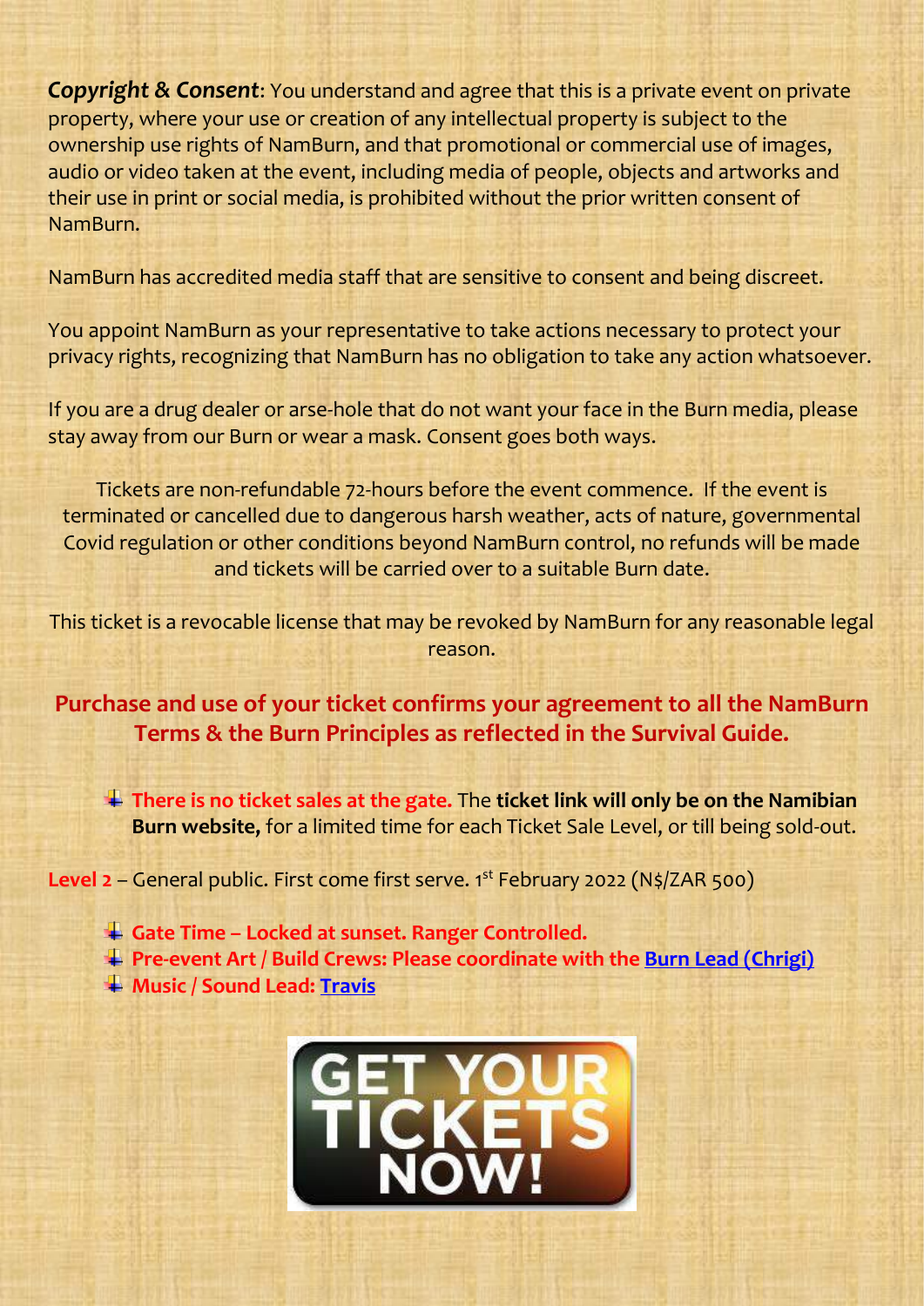***Copyright & Consent***: You understand and agree that this is a private event on private property, where your use or creation of any intellectual property is subject to the ownership use rights of NamBurn, and that promotional or commercial use of images, audio or video taken at the event, including media of people, objects and artworks and their use in print or social media, is prohibited without the prior written consent of NamBurn.

NamBurn has accredited media staff that are sensitive to consent and being discreet.

You appoint NamBurn as your representative to take actions necessary to protect your privacy rights, recognizing that NamBurn has no obligation to take any action whatsoever.

If you are a drug dealer or arse-hole that do not want your face in the Burn media, please stay away from our Burn or wear a mask. Consent goes both ways.

Tickets are non-refundable 72-hours before the event commence. If the event is terminated or cancelled due to dangerous harsh weather, acts of nature, governmental Covid regulation or other conditions beyond NamBurn control, no refunds will be made and tickets will be carried over to a suitable Burn date.

This ticket is a revocable license that may be revoked by NamBurn for any reasonable legal reason.

**Purchase and use of your ticket confirms your agreement to all the NamBurn Terms & the Burn Principles as reflected in the Survival Guide.**

- **There is no ticket sales at the gate.** The **ticket link will only be on the Namibian Burn website,** for a limited time for each Ticket Sale Level, or till being sold-out.

**Level 2** – General public. First come first serve. 1st February 2022 (N$/ZAR 500)

- **Gate Time – Locked at sunset. Ranger Controlled.**
- **Pre-event Art / Build Crews: Please coordinate with the Burn Lead (Chrigi)**
- **Music / Sound Lead: Travis**

GET YOUR TICKETS NOW!